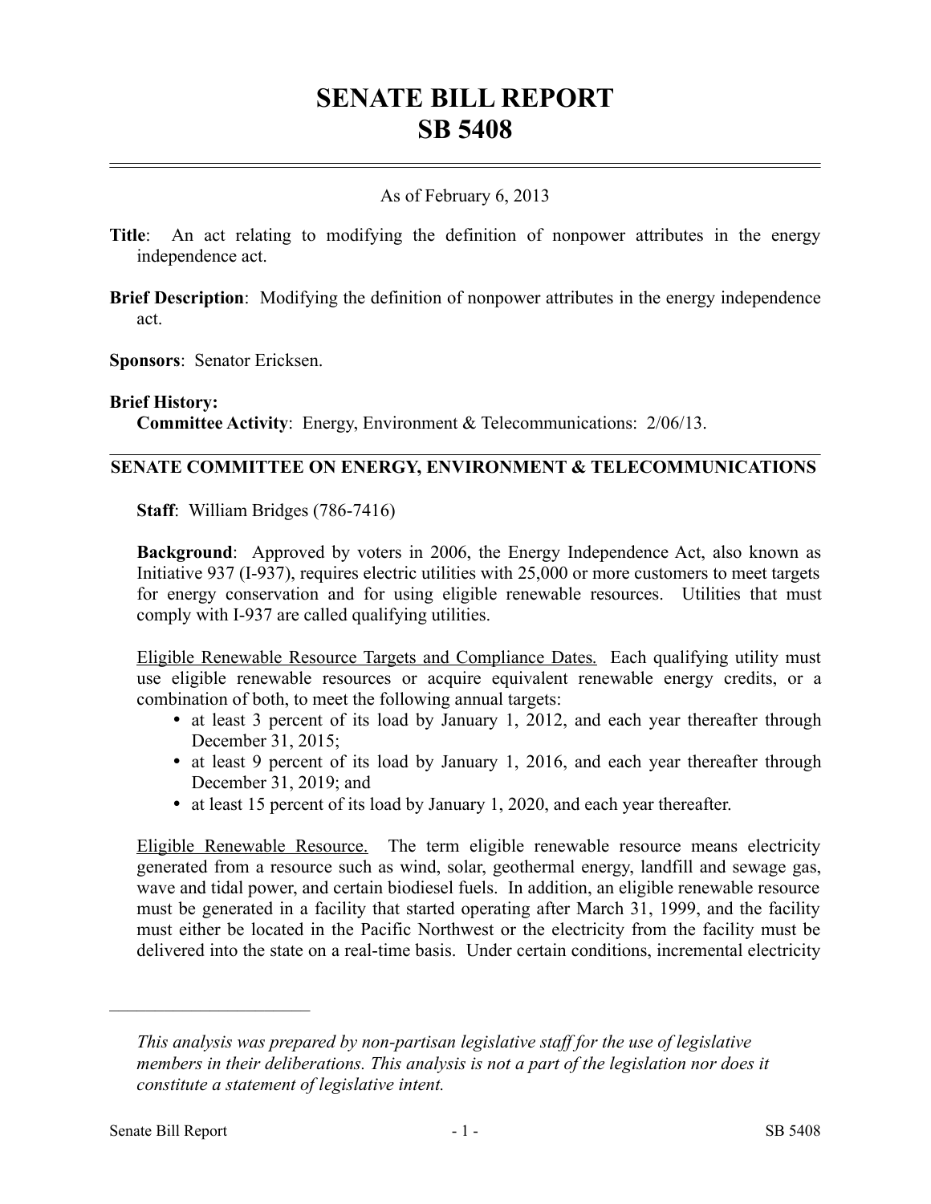# SENATE BILL REPORT
# SB 5408

As of February 6, 2013

**Title**: An act relating to modifying the definition of nonpower attributes in the energy independence act.

**Brief Description**: Modifying the definition of nonpower attributes in the energy independence act.

**Sponsors**: Senator Ericksen.

**Brief History:**

**Committee Activity**: Energy, Environment & Telecommunications: 2/06/13.

## SENATE COMMITTEE ON ENERGY, ENVIRONMENT & TELECOMMUNICATIONS

**Staff**: William Bridges (786-7416)

**Background**: Approved by voters in 2006, the Energy Independence Act, also known as Initiative 937 (I-937), requires electric utilities with 25,000 or more customers to meet targets for energy conservation and for using eligible renewable resources. Utilities that must comply with I-937 are called qualifying utilities.

Eligible Renewable Resource Targets and Compliance Dates. Each qualifying utility must use eligible renewable resources or acquire equivalent renewable energy credits, or a combination of both, to meet the following annual targets:

- at least 3 percent of its load by January 1, 2012, and each year thereafter through December 31, 2015;
- at least 9 percent of its load by January 1, 2016, and each year thereafter through December 31, 2019; and
- at least 15 percent of its load by January 1, 2020, and each year thereafter.

Eligible Renewable Resource. The term eligible renewable resource means electricity generated from a resource such as wind, solar, geothermal energy, landfill and sewage gas, wave and tidal power, and certain biodiesel fuels. In addition, an eligible renewable resource must be generated in a facility that started operating after March 31, 1999, and the facility must either be located in the Pacific Northwest or the electricity from the facility must be delivered into the state on a real-time basis. Under certain conditions, incremental electricity

---

*This analysis was prepared by non-partisan legislative staff for the use of legislative members in their deliberations. This analysis is not a part of the legislation nor does it constitute a statement of legislative intent.*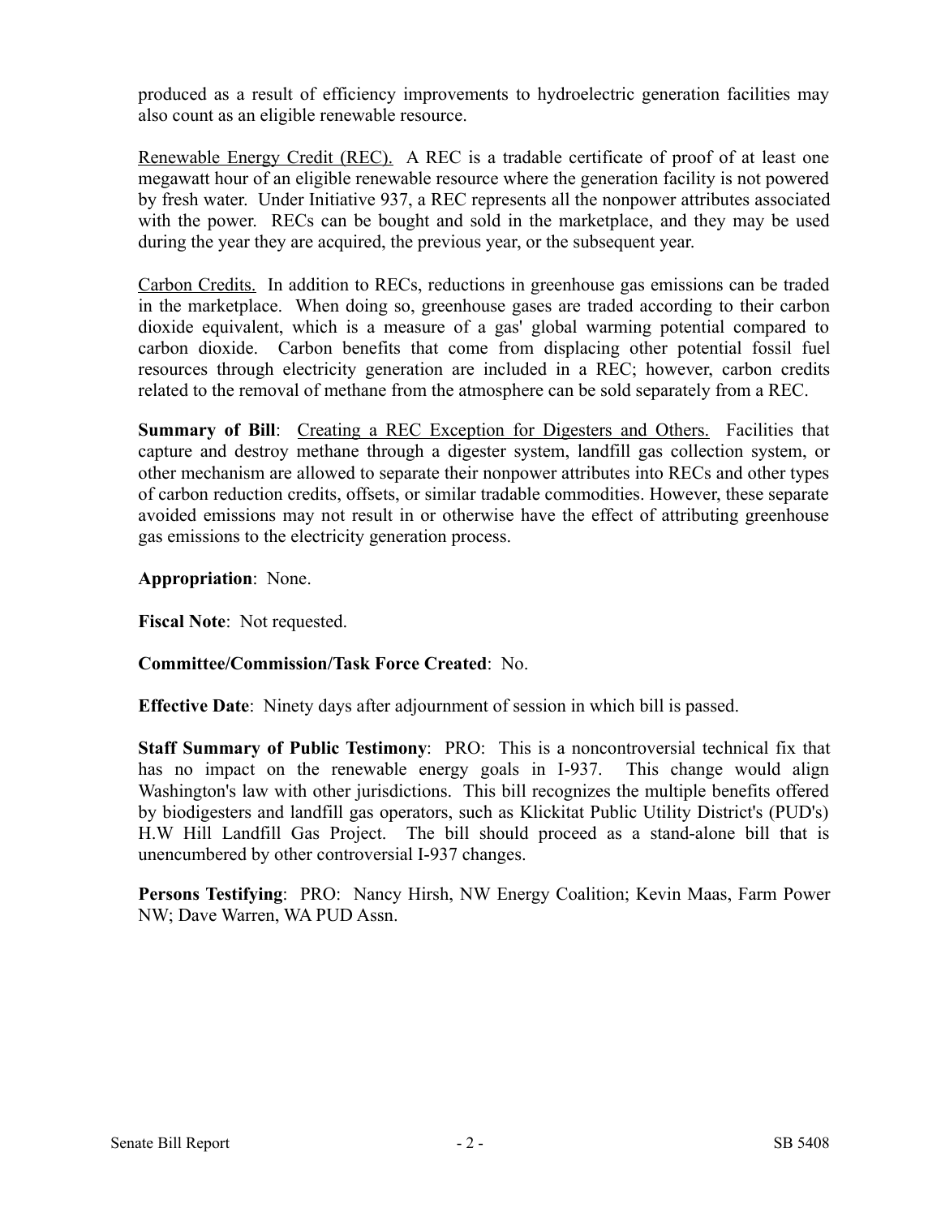produced as a result of efficiency improvements to hydroelectric generation facilities may also count as an eligible renewable resource.

Renewable Energy Credit (REC). A REC is a tradable certificate of proof of at least one megawatt hour of an eligible renewable resource where the generation facility is not powered by fresh water. Under Initiative 937, a REC represents all the nonpower attributes associated with the power. RECs can be bought and sold in the marketplace, and they may be used during the year they are acquired, the previous year, or the subsequent year.

Carbon Credits. In addition to RECs, reductions in greenhouse gas emissions can be traded in the marketplace. When doing so, greenhouse gases are traded according to their carbon dioxide equivalent, which is a measure of a gas' global warming potential compared to carbon dioxide. Carbon benefits that come from displacing other potential fossil fuel resources through electricity generation are included in a REC; however, carbon credits related to the removal of methane from the atmosphere can be sold separately from a REC.

**Summary of Bill**: Creating a REC Exception for Digesters and Others. Facilities that capture and destroy methane through a digester system, landfill gas collection system, or other mechanism are allowed to separate their nonpower attributes into RECs and other types of carbon reduction credits, offsets, or similar tradable commodities. However, these separate avoided emissions may not result in or otherwise have the effect of attributing greenhouse gas emissions to the electricity generation process.

**Appropriation**: None.

**Fiscal Note**: Not requested.

**Committee/Commission/Task Force Created**: No.

**Effective Date**: Ninety days after adjournment of session in which bill is passed.

**Staff Summary of Public Testimony**: PRO: This is a noncontroversial technical fix that has no impact on the renewable energy goals in I-937. This change would align Washington's law with other jurisdictions. This bill recognizes the multiple benefits offered by biodigesters and landfill gas operators, such as Klickitat Public Utility District's (PUD's) H.W Hill Landfill Gas Project. The bill should proceed as a stand-alone bill that is unencumbered by other controversial I-937 changes.

**Persons Testifying**: PRO: Nancy Hirsh, NW Energy Coalition; Kevin Maas, Farm Power NW; Dave Warren, WA PUD Assn.